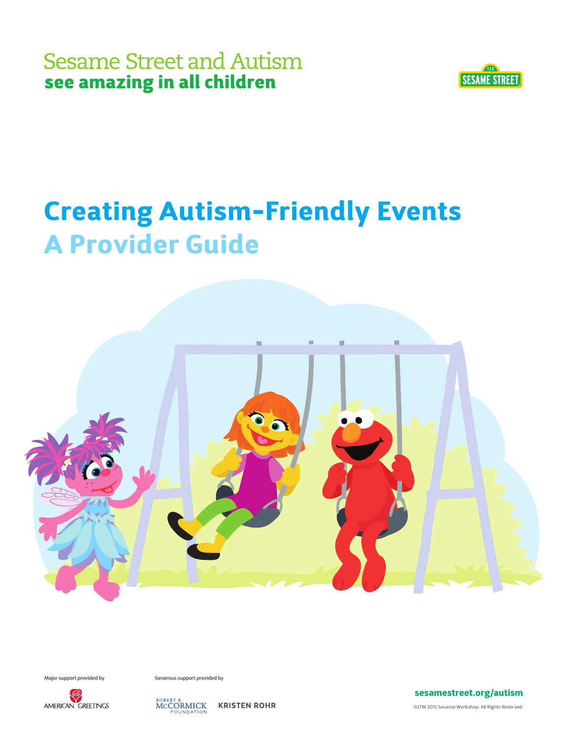Sesame Street and Autism
**see amazing in all children**

SESAME STREET

# Creating Autism-Friendly Events

## A Provider Guide

Major support provided by

AMERICAN GREETINGS

Generous support provided by

ROBERT R. McCORMICK FOUNDATION

KRISTEN ROHR

**sesamestreet.org/autism**

©/TM 2015 Sesame Workshop. All Rights Reserved.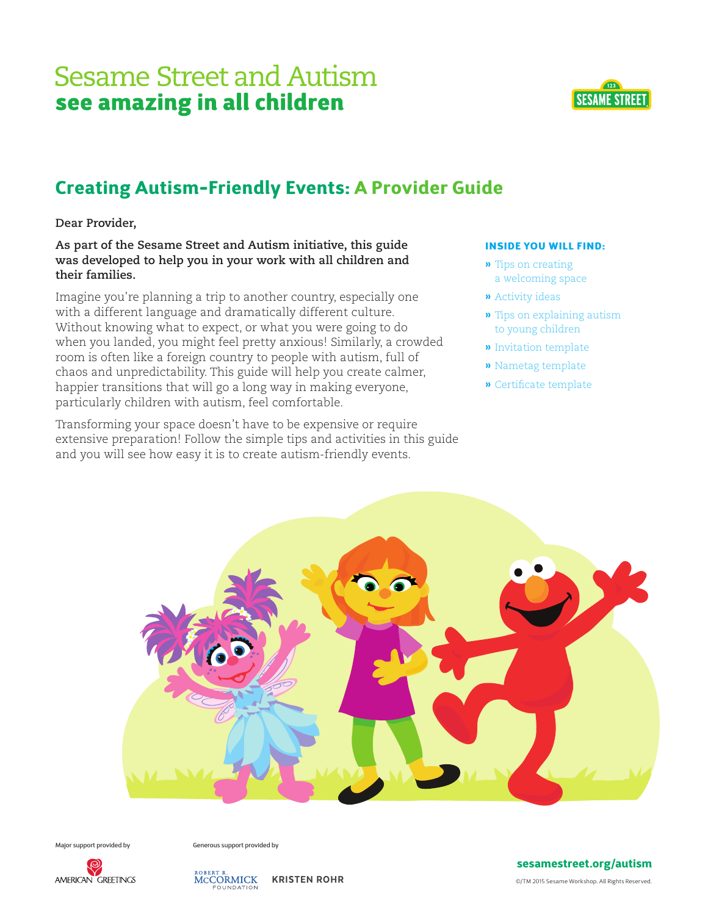# Sesame Street and Autism
## see amazing in all children

## Creating Autism-Friendly Events: A Provider Guide

**Dear Provider,**

**As part of the Sesame Street and Autism initiative, this guide was developed to help you in your work with all children and their families.**

Imagine you're planning a trip to another country, especially one with a different language and dramatically different culture. Without knowing what to expect, or what you were going to do when you landed, you might feel pretty anxious! Similarly, a crowded room is often like a foreign country to people with autism, full of chaos and unpredictability. This guide will help you create calmer, happier transitions that will go a long way in making everyone, particularly children with autism, feel comfortable.

Transforming your space doesn't have to be expensive or require extensive preparation! Follow the simple tips and activities in this guide and you will see how easy it is to create autism-friendly events.

**INSIDE YOU WILL FIND:**

- Tips on creating a welcoming space
- Activity ideas
- Tips on explaining autism to young children
- Invitation template
- Nametag template
- Certificate template

Major support provided by American Greetings

Generous support provided by Robert R. McCormick Foundation, Kristen Rohr

**sesamestreet.org/autism**

©/TM 2015 Sesame Workshop. All Rights Reserved.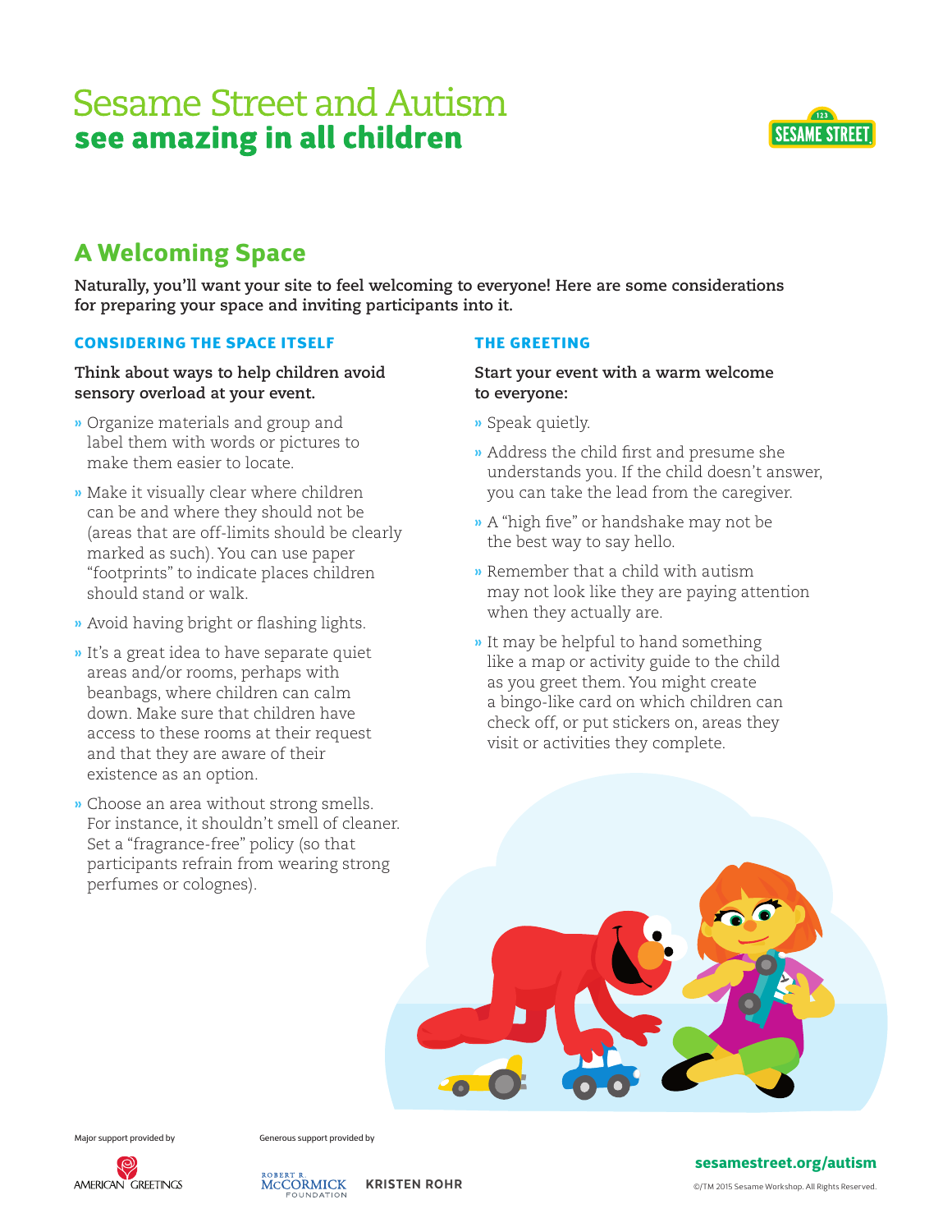# Sesame Street and Autism
## see amazing in all children

## A Welcoming Space

**Naturally, you'll want your site to feel welcoming to everyone! Here are some considerations for preparing your space and inviting participants into it.**

### CONSIDERING THE SPACE ITSELF

**Think about ways to help children avoid sensory overload at your event.**

- Organize materials and group and label them with words or pictures to make them easier to locate.
- Make it visually clear where children can be and where they should not be (areas that are off-limits should be clearly marked as such). You can use paper "footprints" to indicate places children should stand or walk.
- Avoid having bright or flashing lights.
- It's a great idea to have separate quiet areas and/or rooms, perhaps with beanbags, where children can calm down. Make sure that children have access to these rooms at their request and that they are aware of their existence as an option.
- Choose an area without strong smells. For instance, it shouldn't smell of cleaner. Set a "fragrance-free" policy (so that participants refrain from wearing strong perfumes or colognes).

### THE GREETING

**Start your event with a warm welcome to everyone:**

- Speak quietly.
- Address the child first and presume she understands you. If the child doesn't answer, you can take the lead from the caregiver.
- A "high five" or handshake may not be the best way to say hello.
- Remember that a child with autism may not look like they are paying attention when they actually are.
- It may be helpful to hand something like a map or activity guide to the child as you greet them. You might create a bingo-like card on which children can check off, or put stickers on, areas they visit or activities they complete.

Major support provided by AMERICAN GREETINGS

Generous support provided by ROBERT R. McCORMICK FOUNDATION, KRISTEN ROHR

sesamestreet.org/autism

©/TM 2015 Sesame Workshop. All Rights Reserved.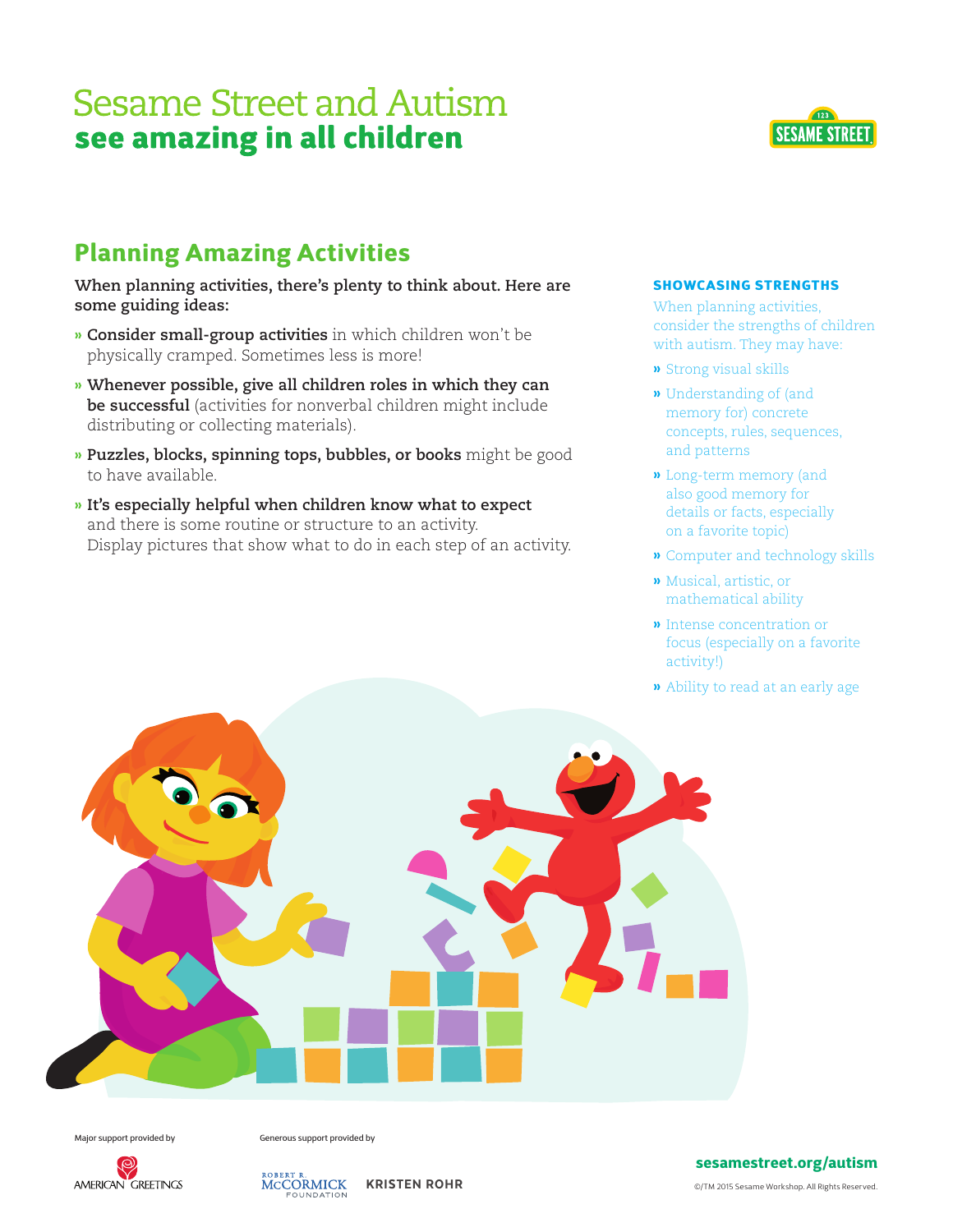# Sesame Street and Autism
## see amazing in all children

## Planning Amazing Activities

**When planning activities, there's plenty to think about. Here are some guiding ideas:**

- **Consider small-group activities** in which children won't be physically cramped. Sometimes less is more!
- **Whenever possible, give all children roles in which they can be successful** (activities for nonverbal children might include distributing or collecting materials).
- **Puzzles, blocks, spinning tops, bubbles, or books** might be good to have available.
- **It's especially helpful when children know what to expect** and there is some routine or structure to an activity. Display pictures that show what to do in each step of an activity.

### SHOWCASING STRENGTHS

When planning activities, consider the strengths of children with autism. They may have:

- Strong visual skills
- Understanding of (and memory for) concrete concepts, rules, sequences, and patterns
- Long-term memory (and also good memory for details or facts, especially on a favorite topic)
- Computer and technology skills
- Musical, artistic, or mathematical ability
- Intense concentration or focus (especially on a favorite activity!)
- Ability to read at an early age

Major support provided by AMERICAN GREETINGS

Generous support provided by ROBERT R. McCORMICK FOUNDATION KRISTEN ROHR

sesamestreet.org/autism

©/TM 2015 Sesame Workshop. All Rights Reserved.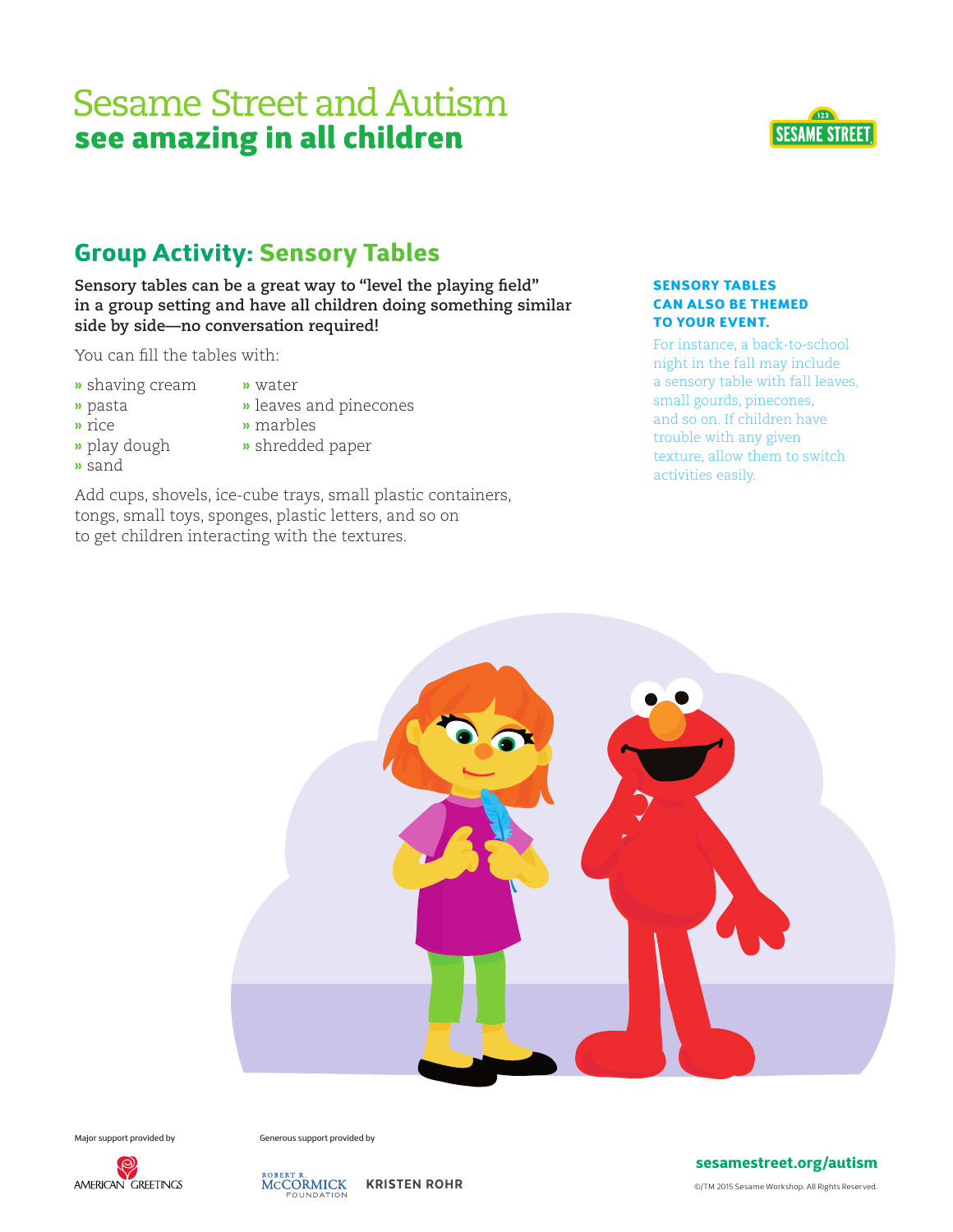# Sesame Street and Autism
## see amazing in all children

## Group Activity: Sensory Tables

**Sensory tables can be a great way to "level the playing field" in a group setting and have all children doing something similar side by side—no conversation required!**

You can fill the tables with:

- shaving cream
- pasta
- rice
- play dough
- sand
- water
- leaves and pinecones
- marbles
- shredded paper

Add cups, shovels, ice-cube trays, small plastic containers, tongs, small toys, sponges, plastic letters, and so on to get children interacting with the textures.

**SENSORY TABLES CAN ALSO BE THEMED TO YOUR EVENT.**

For instance, a back-to-school night in the fall may include a sensory table with fall leaves, small gourds, pinecones, and so on. If children have trouble with any given texture, allow them to switch activities easily.

Major support provided by AMERICAN GREETINGS

Generous support provided by ROBERT R. McCORMICK FOUNDATION, KRISTEN ROHR

sesamestreet.org/autism

©/TM 2015 Sesame Workshop. All Rights Reserved.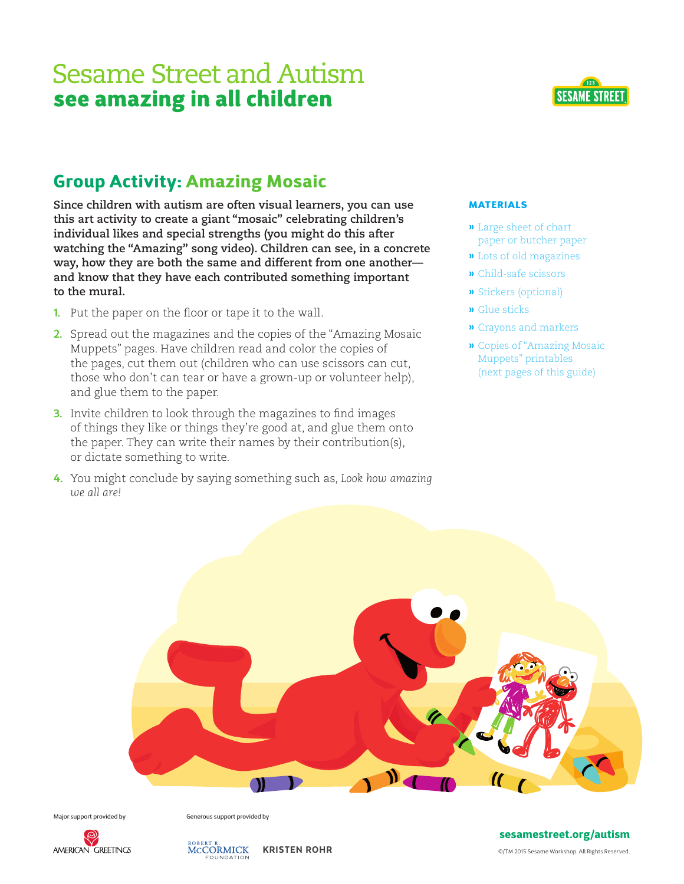# Sesame Street and Autism
## see amazing in all children

## Group Activity: Amazing Mosaic

**Since children with autism are often visual learners, you can use this art activity to create a giant "mosaic" celebrating children's individual likes and special strengths (you might do this after watching the "Amazing" song video). Children can see, in a concrete way, how they are both the same and different from one another—and know that they have each contributed something important to the mural.**

1. Put the paper on the floor or tape it to the wall.
2. Spread out the magazines and the copies of the "Amazing Mosaic Muppets" pages. Have children read and color the copies of the pages, cut them out (children who can use scissors can cut, those who don't can tear or have a grown-up or volunteer help), and glue them to the paper.
3. Invite children to look through the magazines to find images of things they like or things they're good at, and glue them onto the paper. They can write their names by their contribution(s), or dictate something to write.
4. You might conclude by saying something such as, *Look how amazing we all are!*

### MATERIALS

- Large sheet of chart paper or butcher paper
- Lots of old magazines
- Child-safe scissors
- Stickers (optional)
- Glue sticks
- Crayons and markers
- Copies of "Amazing Mosaic Muppets" printables (next pages of this guide)

Major support provided by AMERICAN GREETINGS

Generous support provided by ROBERT R. McCORMICK FOUNDATION, KRISTEN ROHR

sesamestreet.org/autism

©/TM 2015 Sesame Workshop. All Rights Reserved.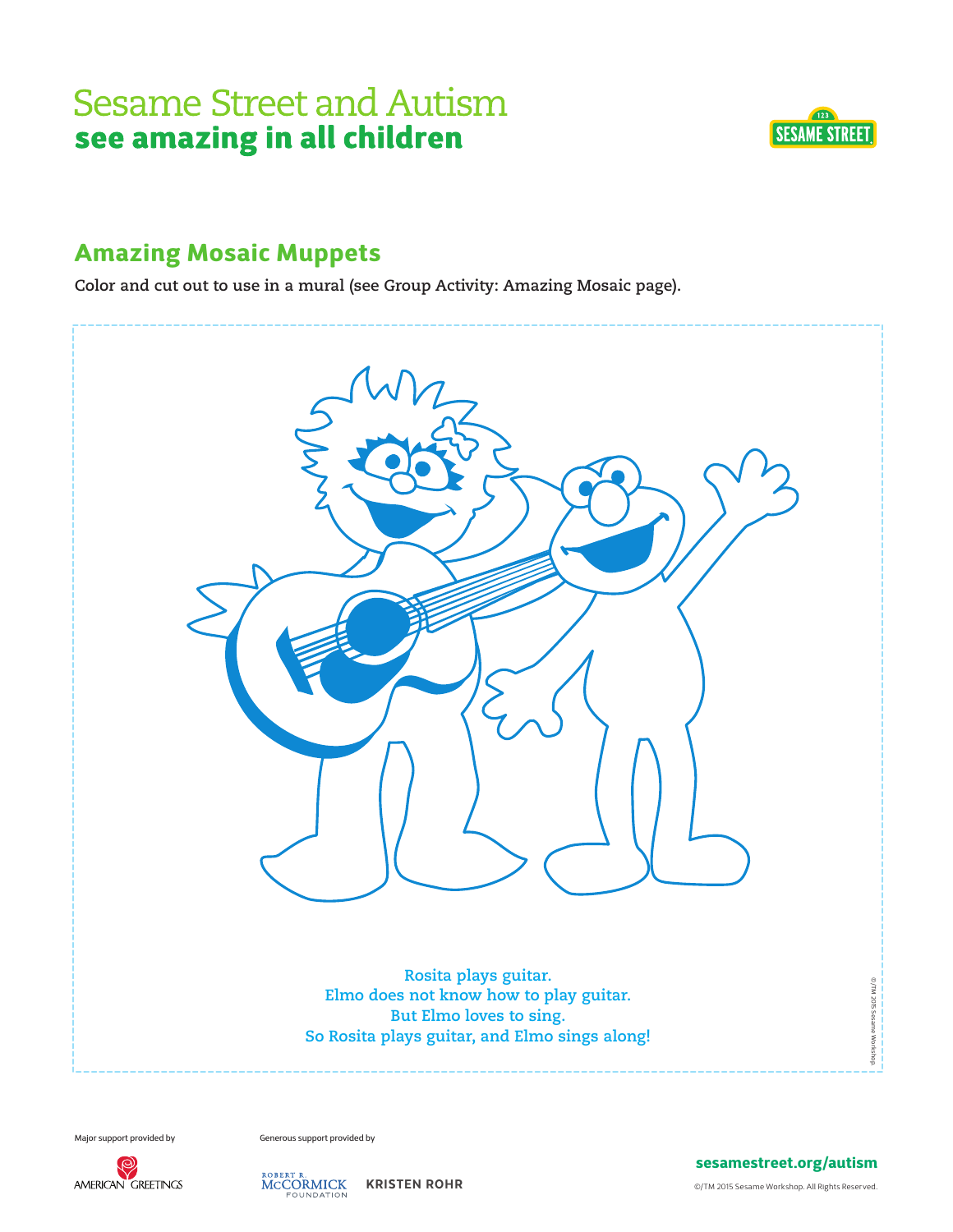# Sesame Street and Autism
## see amazing in all children

## Amazing Mosaic Muppets

**Color and cut out to use in a mural (see Group Activity: Amazing Mosaic page).**

Rosita plays guitar.
Elmo does not know how to play guitar.
But Elmo loves to sing.
So Rosita plays guitar, and Elmo sings along!

©/TM 2015 Sesame Workshop

Major support provided by

AMERICAN GREETINGS

Generous support provided by

ROBERT R. McCORMICK FOUNDATION

KRISTEN ROHR

sesamestreet.org/autism

©/TM 2015 Sesame Workshop. All Rights Reserved.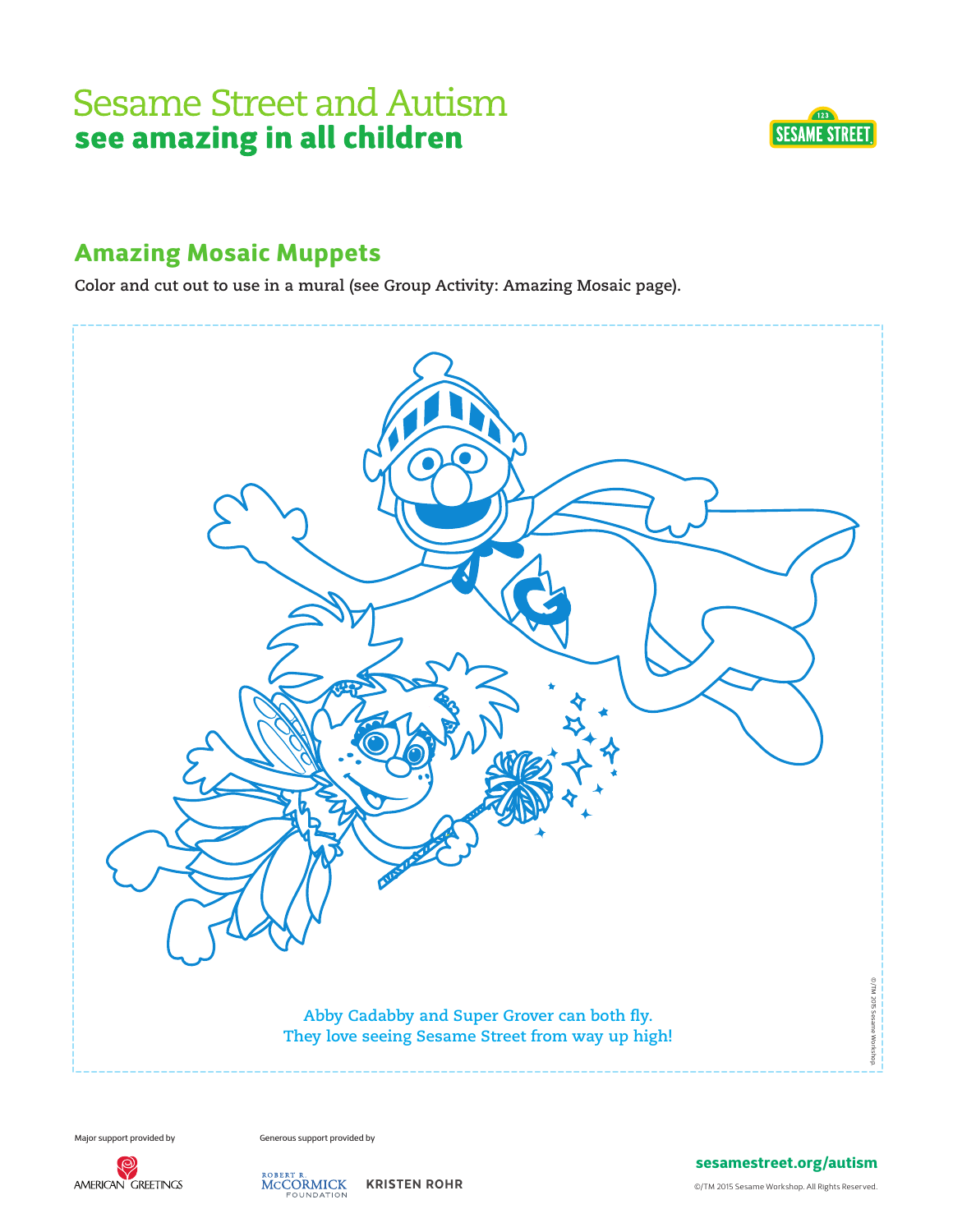# Sesame Street and Autism
**see amazing in all children**

## Amazing Mosaic Muppets

**Color and cut out to use in a mural (see Group Activity: Amazing Mosaic page).**

**Abby Cadabby and Super Grover can both fly.**
**They love seeing Sesame Street from way up high!**

©/TM 2015 Sesame Workshop

Major support provided by

AMERICAN GREETINGS

Generous support provided by

ROBERT R. McCORMICK FOUNDATION

KRISTEN ROHR

**sesamestreet.org/autism**

©/TM 2015 Sesame Workshop. All Rights Reserved.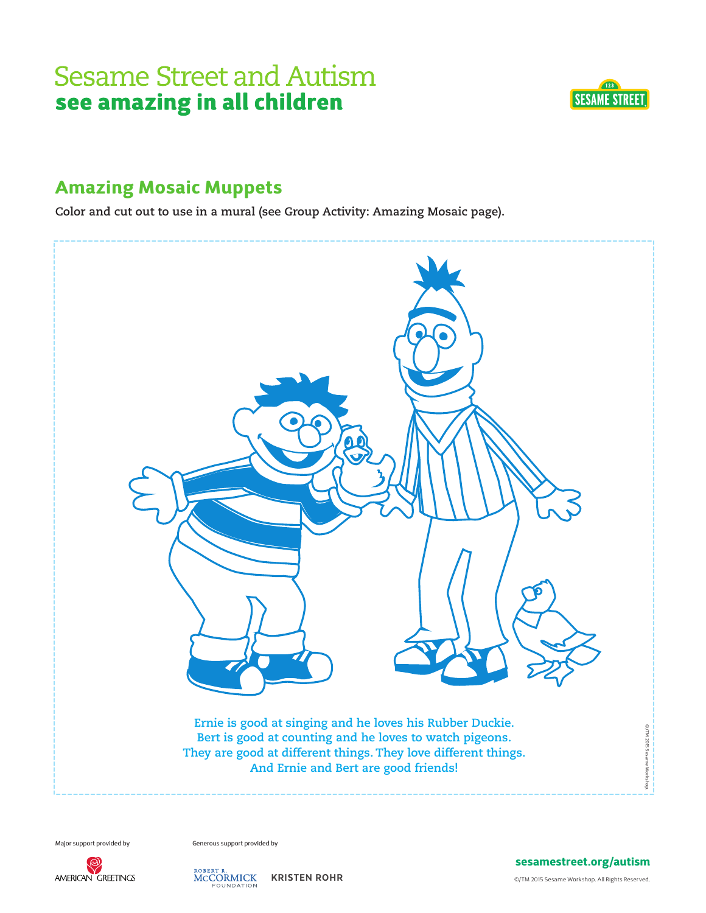# Sesame Street and Autism
## see amazing in all children

## Amazing Mosaic Muppets

**Color and cut out to use in a mural (see Group Activity: Amazing Mosaic page).**

Ernie is good at singing and he loves his Rubber Duckie.
Bert is good at counting and he loves to watch pigeons.
They are good at different things. They love different things.
And Ernie and Bert are good friends!

©/TM 2015 Sesame Workshop

Major support provided by

AMERICAN GREETINGS

Generous support provided by

ROBERT R. McCORMICK FOUNDATION

KRISTEN ROHR

**sesamestreet.org/autism**

©/TM 2015 Sesame Workshop. All Rights Reserved.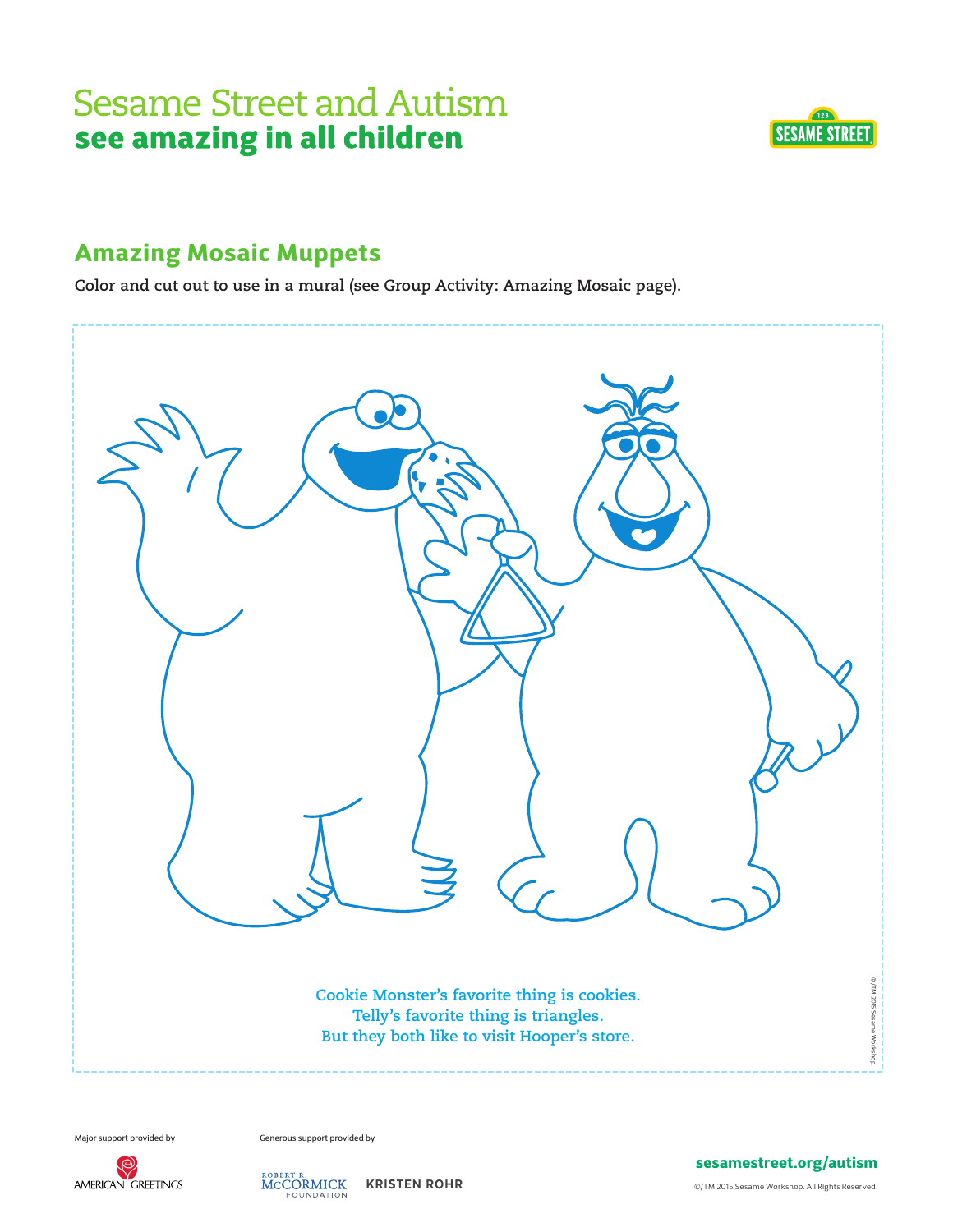# Sesame Street and Autism
## see amazing in all children

## Amazing Mosaic Muppets

**Color and cut out to use in a mural (see Group Activity: Amazing Mosaic page).**

Cookie Monster's favorite thing is cookies.
Telly's favorite thing is triangles.
But they both like to visit Hooper's store.

©/TM 2015 Sesame Workshop

Major support provided by

AMERICAN GREETINGS

Generous support provided by

ROBERT R. McCORMICK FOUNDATION

KRISTEN ROHR

sesamestreet.org/autism

©/TM 2015 Sesame Workshop. All Rights Reserved.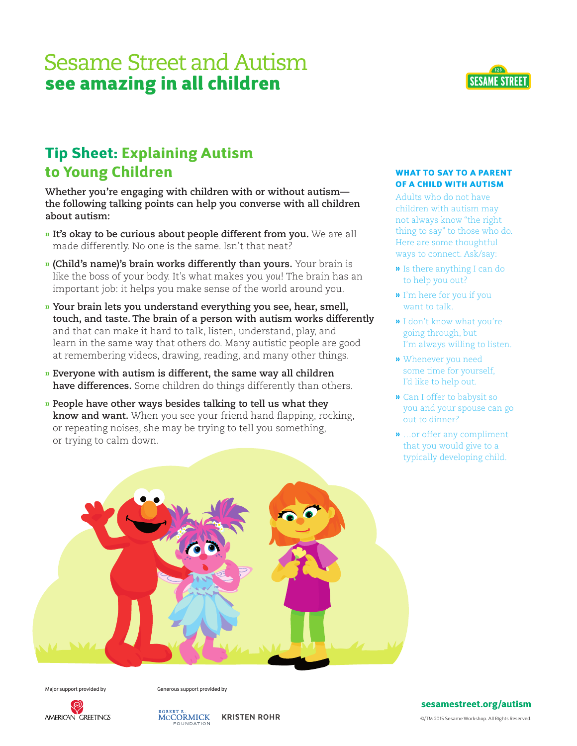# Sesame Street and Autism
## see amazing in all children

## Tip Sheet: Explaining Autism to Young Children

**Whether you're engaging with children with or without autism—the following talking points can help you converse with all children about autism:**

- **It's okay to be curious about people different from you.** We are all made differently. No one is the same. Isn't that neat?
- **(Child's name)'s brain works differently than yours.** Your brain is like the boss of your body. It's what makes you *you*! The brain has an important job: it helps you make sense of the world around you.
- **Your brain lets you understand everything you see, hear, smell, touch, and taste. The brain of a person with autism works differently** and that can make it hard to talk, listen, understand, play, and learn in the same way that others do. Many autistic people are good at remembering videos, drawing, reading, and many other things.
- **Everyone with autism is different, the same way all children have differences.** Some children do things differently than others.
- **People have other ways besides talking to tell us what they know and want.** When you see your friend hand flapping, rocking, or repeating noises, she may be trying to tell you something, or trying to calm down.

### WHAT TO SAY TO A PARENT OF A CHILD WITH AUTISM

Adults who do not have children with autism may not always know "the right thing to say" to those who do. Here are some thoughtful ways to connect. Ask/say:

- Is there anything I can do to help you out?
- I'm here for you if you want to talk.
- I don't know what you're going through, but I'm always willing to listen.
- Whenever you need some time for yourself, I'd like to help out.
- Can I offer to babysit so you and your spouse can go out to dinner?
- ...or offer any compliment that you would give to a typically developing child.

Major support provided by AMERICAN GREETINGS

Generous support provided by ROBERT R. McCORMICK FOUNDATION, KRISTEN ROHR

sesamestreet.org/autism

©/TM 2015 Sesame Workshop. All Rights Reserved.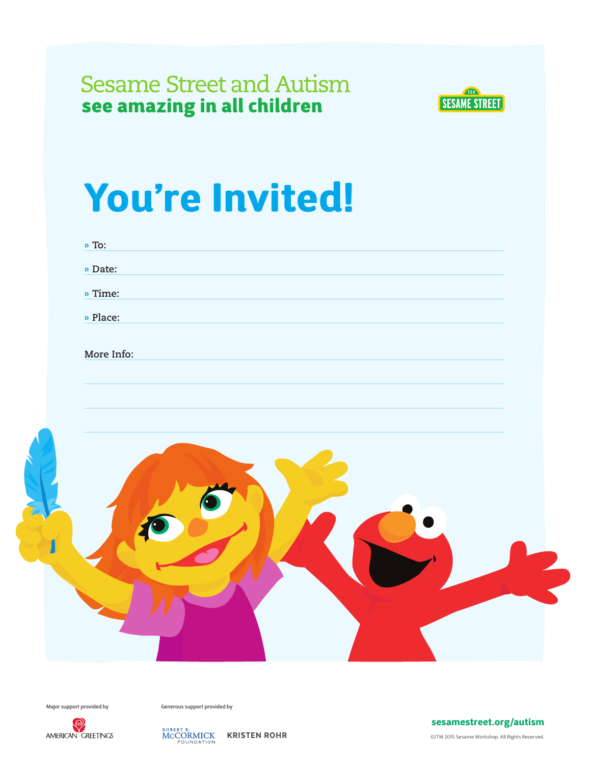Sesame Street and Autism

**see amazing in all children**

SESAME STREET

# You're Invited!

» To:

» Date:

» Time:

» Place:

More Info:

Major support provided by

AMERICAN GREETINGS

Generous support provided by

ROBERT R. McCORMICK FOUNDATION

KRISTEN ROHR

**sesamestreet.org/autism**

©/TM 2015 Sesame Workshop. All Rights Reserved.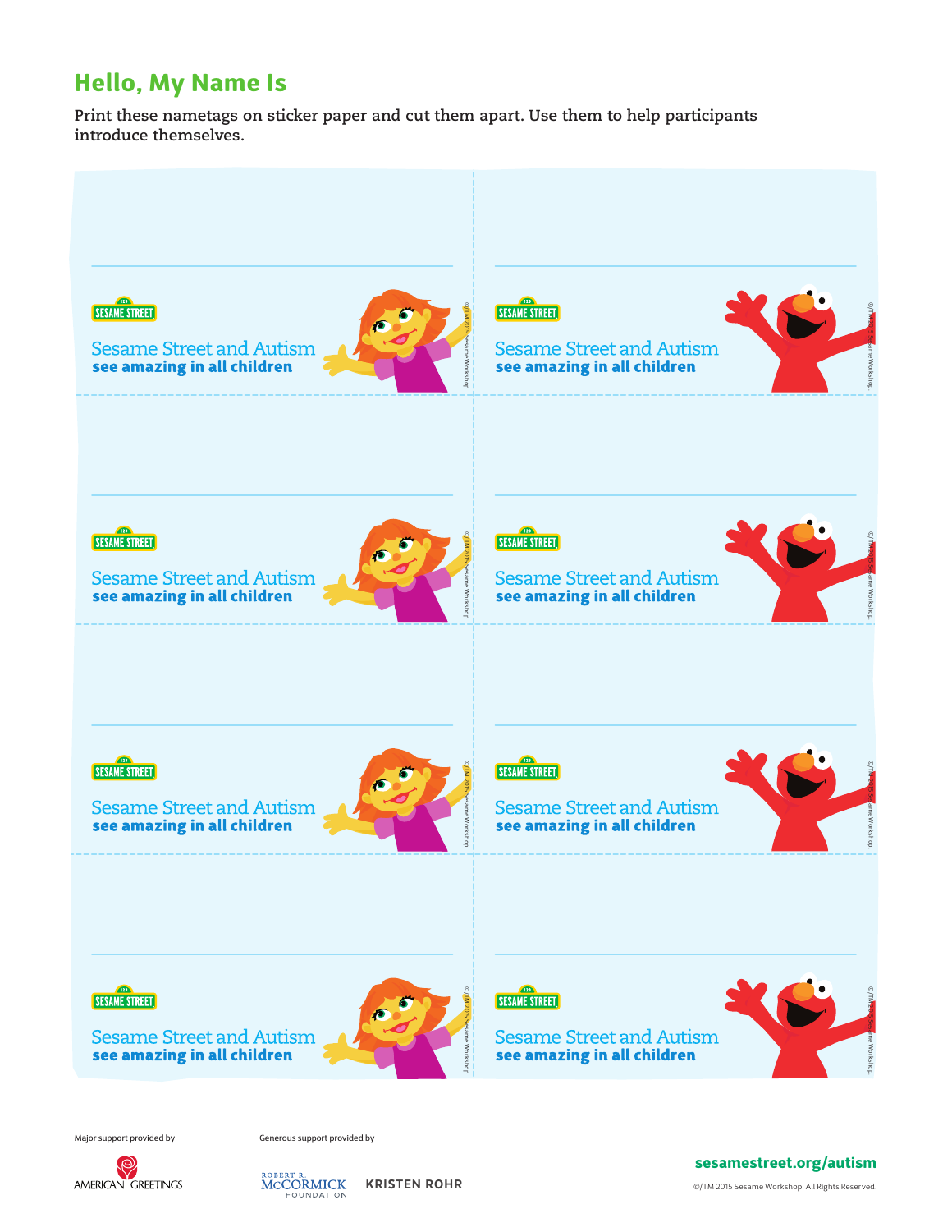## Hello, My Name Is

**Print these nametags on sticker paper and cut them apart. Use them to help participants introduce themselves.**

SESAME STREET
Sesame Street and Autism
**see amazing in all children**
©/TM 2015 Sesame Workshop.

SESAME STREET
Sesame Street and Autism
**see amazing in all children**
©/TM 2015 Sesame Workshop.

SESAME STREET
Sesame Street and Autism
**see amazing in all children**
©/TM 2015 Sesame Workshop.

SESAME STREET
Sesame Street and Autism
**see amazing in all children**
©/TM 2015 Sesame Workshop.

SESAME STREET
Sesame Street and Autism
**see amazing in all children**
©/TM 2015 Sesame Workshop.

SESAME STREET
Sesame Street and Autism
**see amazing in all children**
©/TM 2015 Sesame Workshop.

SESAME STREET
Sesame Street and Autism
**see amazing in all children**
©/TM 2015 Sesame Workshop.

SESAME STREET
Sesame Street and Autism
**see amazing in all children**
©/TM 2015 Sesame Workshop.

Major support provided by
AMERICAN GREETINGS

Generous support provided by
ROBERT R. McCORMICK FOUNDATION
KRISTEN ROHR

**sesamestreet.org/autism**

©/TM 2015 Sesame Workshop. All Rights Reserved.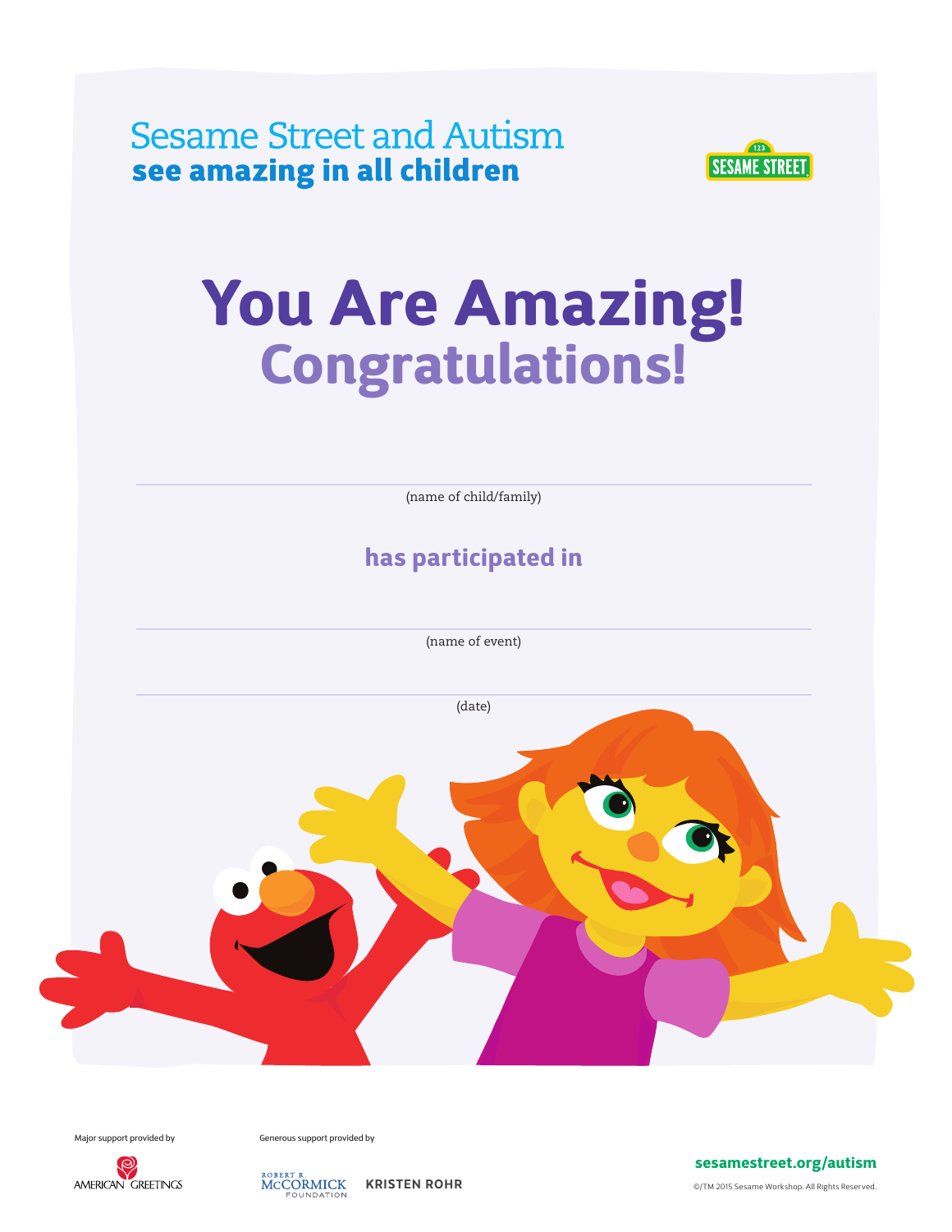Sesame Street and Autism

**see amazing in all children**

SESAME STREET

# You Are Amazing!

## Congratulations!

(name of child/family)

**has participated in**

(name of event)

(date)

Major support provided by

AMERICAN GREETINGS

Generous support provided by

ROBERT R. McCORMICK FOUNDATION

KRISTEN ROHR

**sesamestreet.org/autism**

©/TM 2015 Sesame Workshop. All Rights Reserved.